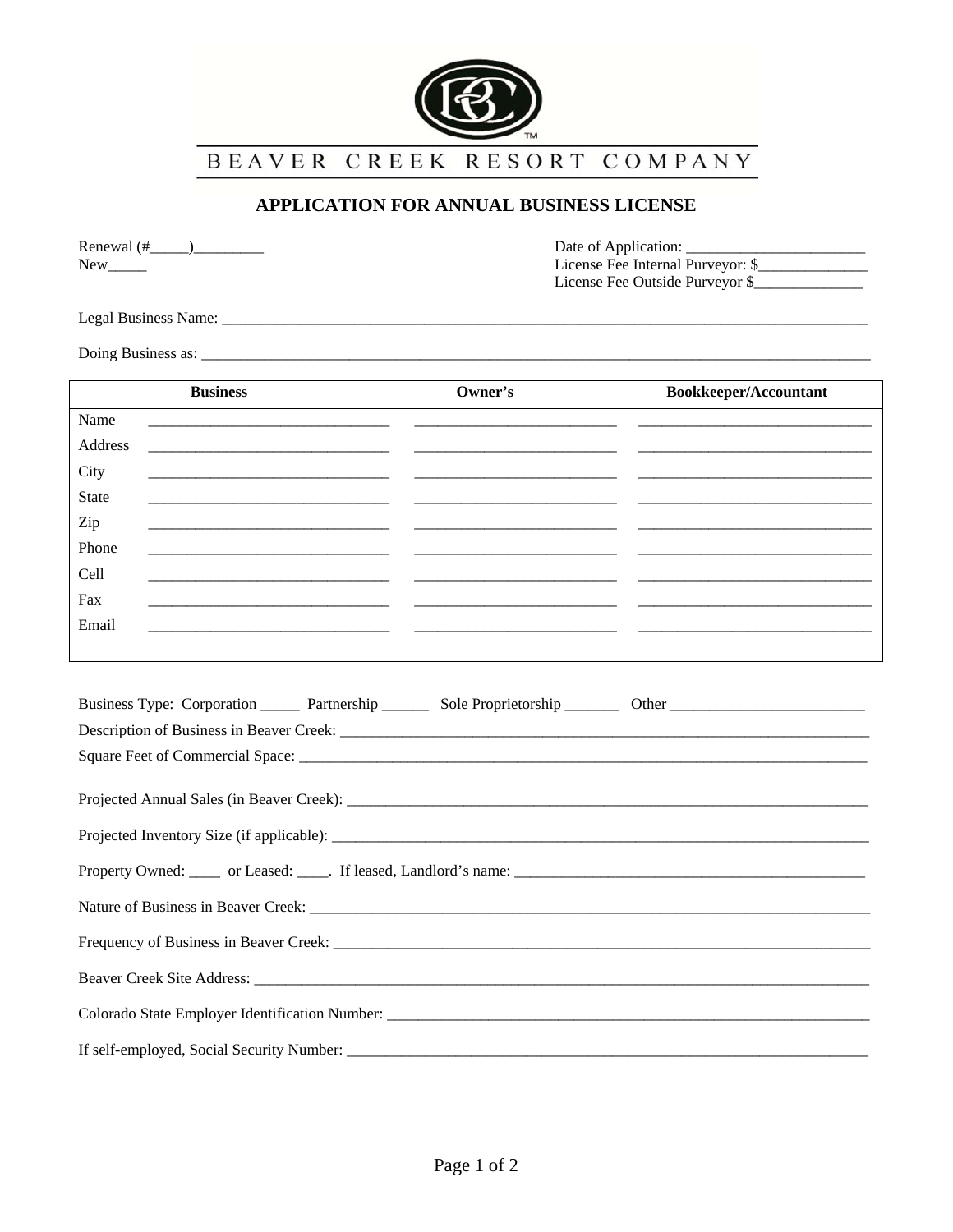BEAVER CREEK RESORT COMPANY

## APPLICATION FOR ANNUAL BUSINESS LICENSE

Renewal (#_____)_________
New_____

Date of Application: _______________________
License Fee Internal Purveyor: $______________
License Fee Outside Purveyor $______________

Legal Business Name: ___________________________________________________________________________________

Doing Business as: ______________________________________________________________________________________

| | Business | Owner's | Bookkeeper/Accountant |
|---|---|---|---|
| Name | | | |
| Address | | | |
| City | | | |
| State | | | |
| Zip | | | |
| Phone | | | |
| Cell | | | |
| Fax | | | |
| Email | | | |

Business Type: Corporation _____ Partnership ______ Sole Proprietorship _______ Other _________________________

Description of Business in Beaver Creek: ____________________________________________________________________

Square Feet of Commercial Space: __________________________________________________________________________

Projected Annual Sales (in Beaver Creek): ____________________________________________________________________

Projected Inventory Size (if applicable): _____________________________________________________________________

Property Owned: ____ or Leased: ____. If leased, Landlord's name: _____________________________________________

Nature of Business in Beaver Creek: _________________________________________________________________________

Frequency of Business in Beaver Creek: ______________________________________________________________________

Beaver Creek Site Address: ________________________________________________________________________________

Colorado State Employer Identification Number: _______________________________________________________________

If self-employed, Social Security Number: _____________________________________________________________________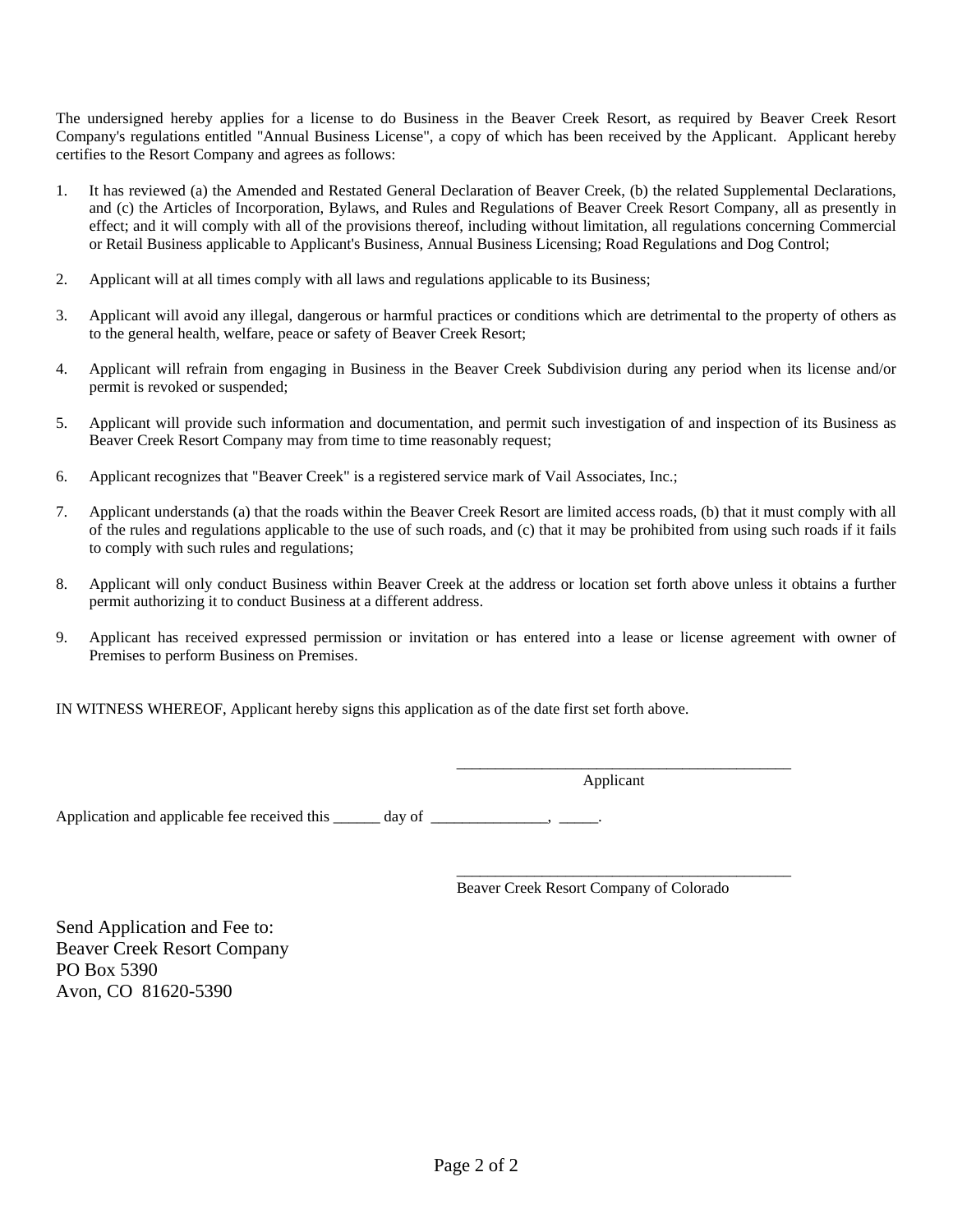The undersigned hereby applies for a license to do Business in the Beaver Creek Resort, as required by Beaver Creek Resort Company's regulations entitled "Annual Business License", a copy of which has been received by the Applicant. Applicant hereby certifies to the Resort Company and agrees as follows:

1. It has reviewed (a) the Amended and Restated General Declaration of Beaver Creek, (b) the related Supplemental Declarations, and (c) the Articles of Incorporation, Bylaws, and Rules and Regulations of Beaver Creek Resort Company, all as presently in effect; and it will comply with all of the provisions thereof, including without limitation, all regulations concerning Commercial or Retail Business applicable to Applicant's Business, Annual Business Licensing; Road Regulations and Dog Control;

2. Applicant will at all times comply with all laws and regulations applicable to its Business;

3. Applicant will avoid any illegal, dangerous or harmful practices or conditions which are detrimental to the property of others as to the general health, welfare, peace or safety of Beaver Creek Resort;

4. Applicant will refrain from engaging in Business in the Beaver Creek Subdivision during any period when its license and/or permit is revoked or suspended;

5. Applicant will provide such information and documentation, and permit such investigation of and inspection of its Business as Beaver Creek Resort Company may from time to time reasonably request;

6. Applicant recognizes that "Beaver Creek" is a registered service mark of Vail Associates, Inc.;

7. Applicant understands (a) that the roads within the Beaver Creek Resort are limited access roads, (b) that it must comply with all of the rules and regulations applicable to the use of such roads, and (c) that it may be prohibited from using such roads if it fails to comply with such rules and regulations;

8. Applicant will only conduct Business within Beaver Creek at the address or location set forth above unless it obtains a further permit authorizing it to conduct Business at a different address.

9. Applicant has received expressed permission or invitation or has entered into a lease or license agreement with owner of Premises to perform Business on Premises.

IN WITNESS WHEREOF, Applicant hereby signs this application as of the date first set forth above.

\_\_\_\_\_\_\_\_\_\_\_\_\_\_\_\_\_\_\_\_\_\_\_\_\_\_\_\_\_\_\_\_\_\_\_\_\_\_\_\_\_\_\_\_

Applicant

Application and applicable fee received this \_\_\_\_\_\_ day of \_\_\_\_\_\_\_\_\_\_\_\_\_\_\_, \_\_\_\_\_.

\_\_\_\_\_\_\_\_\_\_\_\_\_\_\_\_\_\_\_\_\_\_\_\_\_\_\_\_\_\_\_\_\_\_\_\_\_\_\_\_\_\_\_\_

Beaver Creek Resort Company of Colorado

Send Application and Fee to:
Beaver Creek Resort Company
PO Box 5390
Avon, CO 81620-5390